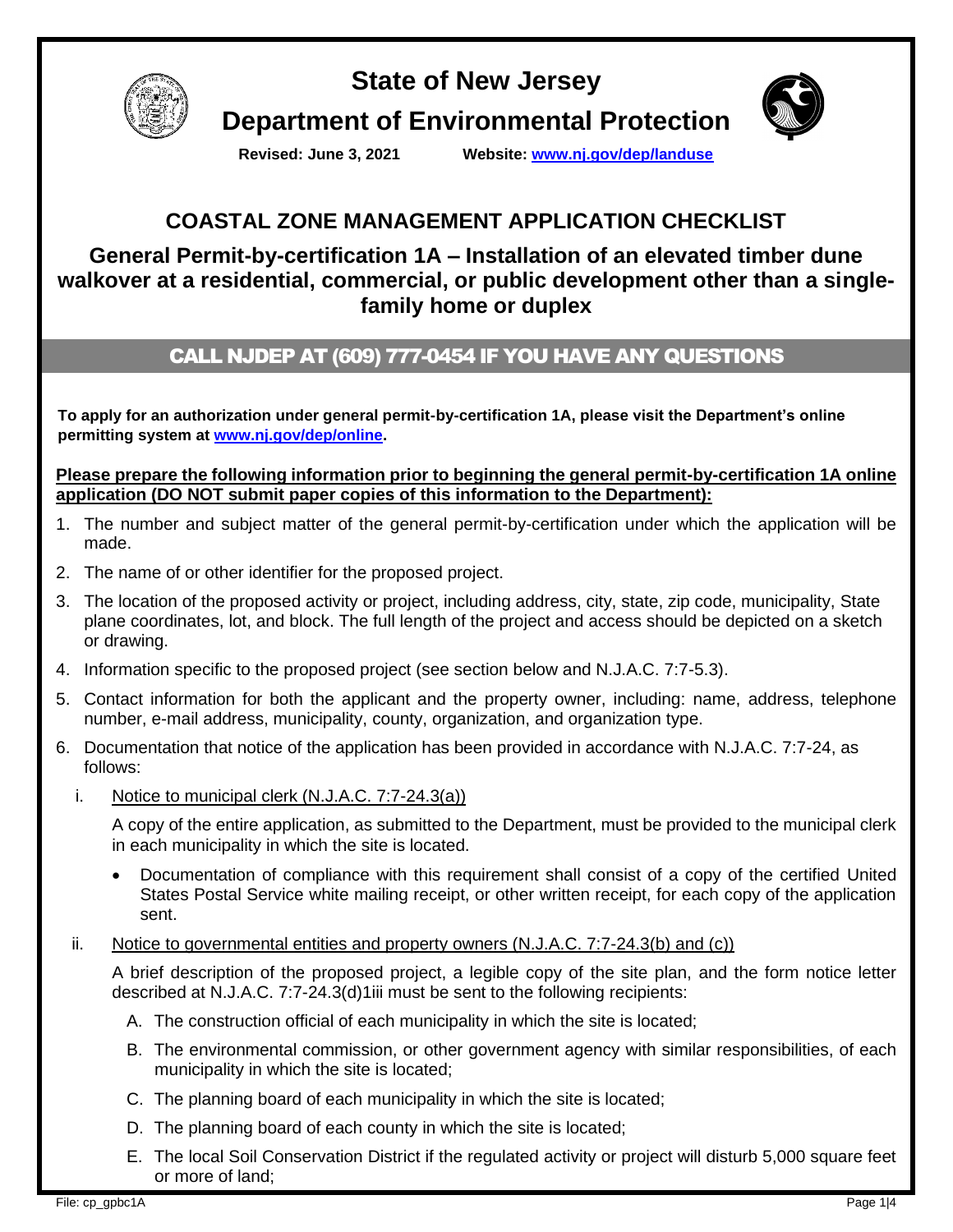# State of New Jersey

## Department of Environmental Protection

**Revised: June 3, 2021** **Website: [www.nj.gov/dep/landuse](http://www.nj.gov/dep/landuse)**

## COASTAL ZONE MANAGEMENT APPLICATION CHECKLIST

### General Permit-by-certification 1A – Installation of an elevated timber dune walkover at a residential, commercial, or public development other than a single-family home or duplex

**CALL NJDEP AT (609) 777-0454 IF YOU HAVE ANY QUESTIONS**

**To apply for an authorization under general permit-by-certification 1A, please visit the Department's online permitting system at [www.nj.gov/dep/online](http://www.nj.gov/dep/online).**

**Please prepare the following information prior to beginning the general permit-by-certification 1A online application (DO NOT submit paper copies of this information to the Department):**

1. The number and subject matter of the general permit-by-certification under which the application will be made.
2. The name of or other identifier for the proposed project.
3. The location of the proposed activity or project, including address, city, state, zip code, municipality, State plane coordinates, lot, and block. The full length of the project and access should be depicted on a sketch or drawing.
4. Information specific to the proposed project (see section below and N.J.A.C. 7:7-5.3).
5. Contact information for both the applicant and the property owner, including: name, address, telephone number, e-mail address, municipality, county, organization, and organization type.
6. Documentation that notice of the application has been provided in accordance with N.J.A.C. 7:7-24, as follows:

   i. Notice to municipal clerk (N.J.A.C. 7:7-24.3(a))

   A copy of the entire application, as submitted to the Department, must be provided to the municipal clerk in each municipality in which the site is located.

   - Documentation of compliance with this requirement shall consist of a copy of the certified United States Postal Service white mailing receipt, or other written receipt, for each copy of the application sent.

   ii. Notice to governmental entities and property owners (N.J.A.C. 7:7-24.3(b) and (c))

   A brief description of the proposed project, a legible copy of the site plan, and the form notice letter described at N.J.A.C. 7:7-24.3(d)1iii must be sent to the following recipients:

   A. The construction official of each municipality in which the site is located;

   B. The environmental commission, or other government agency with similar responsibilities, of each municipality in which the site is located;

   C. The planning board of each municipality in which the site is located;

   D. The planning board of each county in which the site is located;

   E. The local Soil Conservation District if the regulated activity or project will disturb 5,000 square feet or more of land;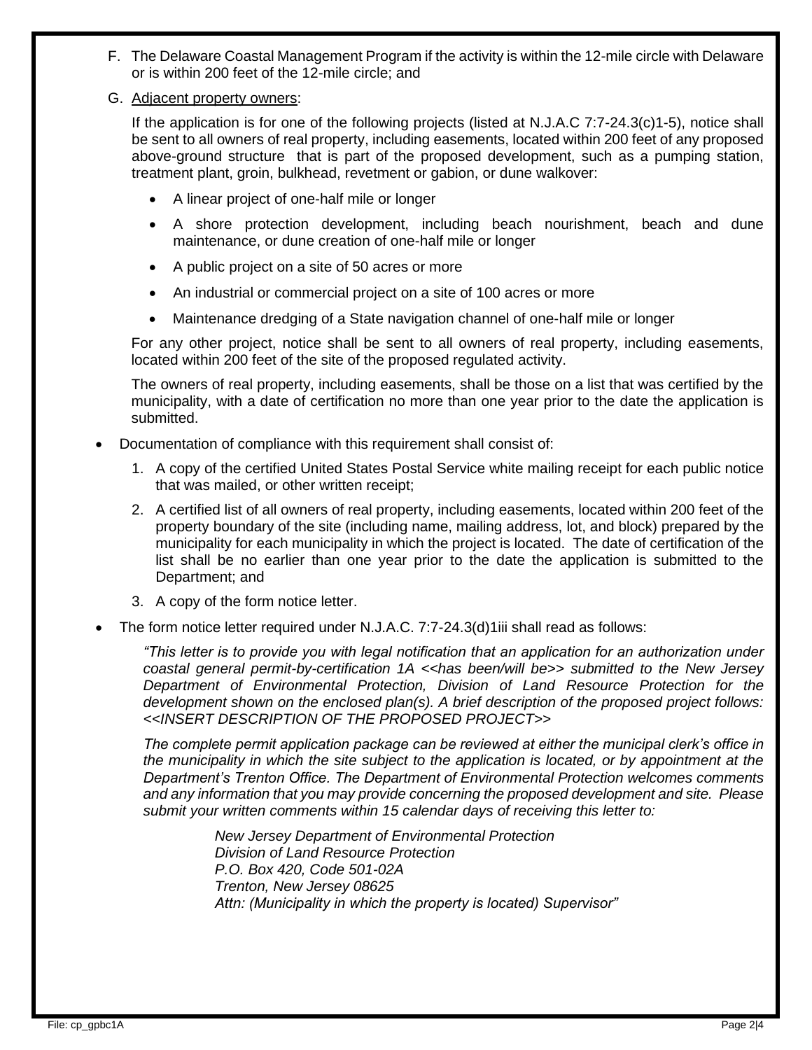F. The Delaware Coastal Management Program if the activity is within the 12-mile circle with Delaware or is within 200 feet of the 12-mile circle; and

G. Adjacent property owners:

If the application is for one of the following projects (listed at N.J.A.C 7:7-24.3(c)1-5), notice shall be sent to all owners of real property, including easements, located within 200 feet of any proposed above-ground structure that is part of the proposed development, such as a pumping station, treatment plant, groin, bulkhead, revetment or gabion, or dune walkover:

- A linear project of one-half mile or longer
- A shore protection development, including beach nourishment, beach and dune maintenance, or dune creation of one-half mile or longer
- A public project on a site of 50 acres or more
- An industrial or commercial project on a site of 100 acres or more
- Maintenance dredging of a State navigation channel of one-half mile or longer

For any other project, notice shall be sent to all owners of real property, including easements, located within 200 feet of the site of the proposed regulated activity.

The owners of real property, including easements, shall be those on a list that was certified by the municipality, with a date of certification no more than one year prior to the date the application is submitted.

- Documentation of compliance with this requirement shall consist of:
  1. A copy of the certified United States Postal Service white mailing receipt for each public notice that was mailed, or other written receipt;
  2. A certified list of all owners of real property, including easements, located within 200 feet of the property boundary of the site (including name, mailing address, lot, and block) prepared by the municipality for each municipality in which the project is located. The date of certification of the list shall be no earlier than one year prior to the date the application is submitted to the Department; and
  3. A copy of the form notice letter.
- The form notice letter required under N.J.A.C. 7:7-24.3(d)1iii shall read as follows:

*"This letter is to provide you with legal notification that an application for an authorization under coastal general permit-by-certification 1A <<has been/will be>> submitted to the New Jersey Department of Environmental Protection, Division of Land Resource Protection for the development shown on the enclosed plan(s). A brief description of the proposed project follows: <<INSERT DESCRIPTION OF THE PROPOSED PROJECT>>*

*The complete permit application package can be reviewed at either the municipal clerk's office in the municipality in which the site subject to the application is located, or by appointment at the Department's Trenton Office. The Department of Environmental Protection welcomes comments and any information that you may provide concerning the proposed development and site. Please submit your written comments within 15 calendar days of receiving this letter to:*

*New Jersey Department of Environmental Protection*
*Division of Land Resource Protection*
*P.O. Box 420, Code 501-02A*
*Trenton, New Jersey 08625*
*Attn: (Municipality in which the property is located) Supervisor"*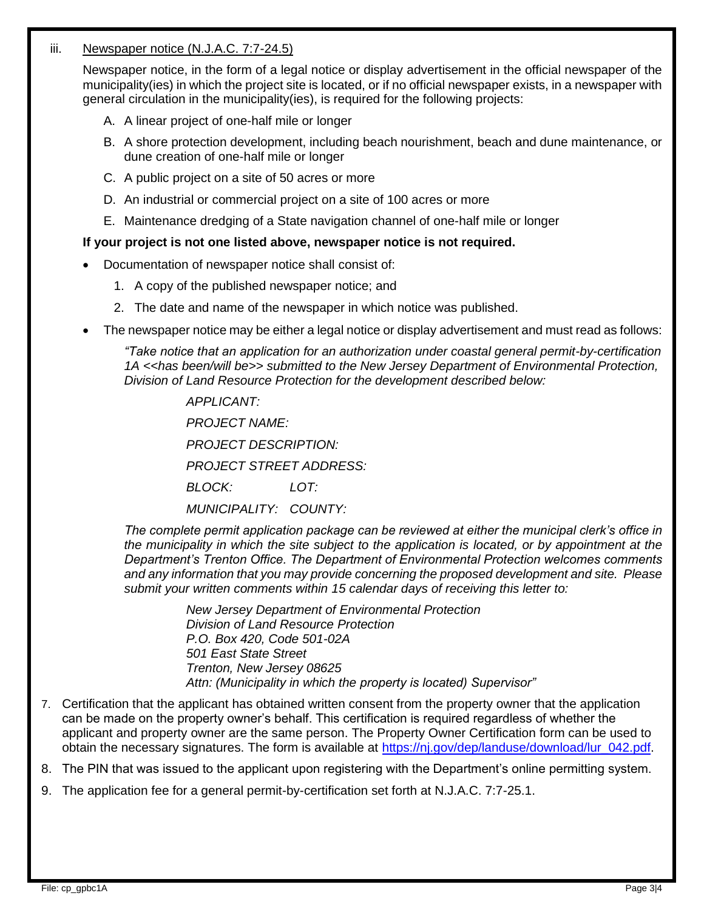iii. Newspaper notice (N.J.A.C. 7:7-24.5)

Newspaper notice, in the form of a legal notice or display advertisement in the official newspaper of the municipality(ies) in which the project site is located, or if no official newspaper exists, in a newspaper with general circulation in the municipality(ies), is required for the following projects:

A. A linear project of one-half mile or longer

B. A shore protection development, including beach nourishment, beach and dune maintenance, or dune creation of one-half mile or longer

C. A public project on a site of 50 acres or more

D. An industrial or commercial project on a site of 100 acres or more

E. Maintenance dredging of a State navigation channel of one-half mile or longer

**If your project is not one listed above, newspaper notice is not required.**

- Documentation of newspaper notice shall consist of:
  1. A copy of the published newspaper notice; and
  2. The date and name of the newspaper in which notice was published.
- The newspaper notice may be either a legal notice or display advertisement and must read as follows:

*"Take notice that an application for an authorization under coastal general permit-by-certification 1A <<has been/will be>> submitted to the New Jersey Department of Environmental Protection, Division of Land Resource Protection for the development described below:*

*APPLICANT:*

*PROJECT NAME:*

*PROJECT DESCRIPTION:*

*PROJECT STREET ADDRESS:*

*BLOCK: LOT:*

*MUNICIPALITY: COUNTY:*

*The complete permit application package can be reviewed at either the municipal clerk's office in the municipality in which the site subject to the application is located, or by appointment at the Department's Trenton Office. The Department of Environmental Protection welcomes comments and any information that you may provide concerning the proposed development and site. Please submit your written comments within 15 calendar days of receiving this letter to:*

*New Jersey Department of Environmental Protection*
*Division of Land Resource Protection*
*P.O. Box 420, Code 501-02A*
*501 East State Street*
*Trenton, New Jersey 08625*
*Attn: (Municipality in which the property is located) Supervisor"*

7. Certification that the applicant has obtained written consent from the property owner that the application can be made on the property owner's behalf. This certification is required regardless of whether the applicant and property owner are the same person. The Property Owner Certification form can be used to obtain the necessary signatures. The form is available at https://nj.gov/dep/landuse/download/lur_042.pdf.
8. The PIN that was issued to the applicant upon registering with the Department's online permitting system.
9. The application fee for a general permit-by-certification set forth at N.J.A.C. 7:7-25.1.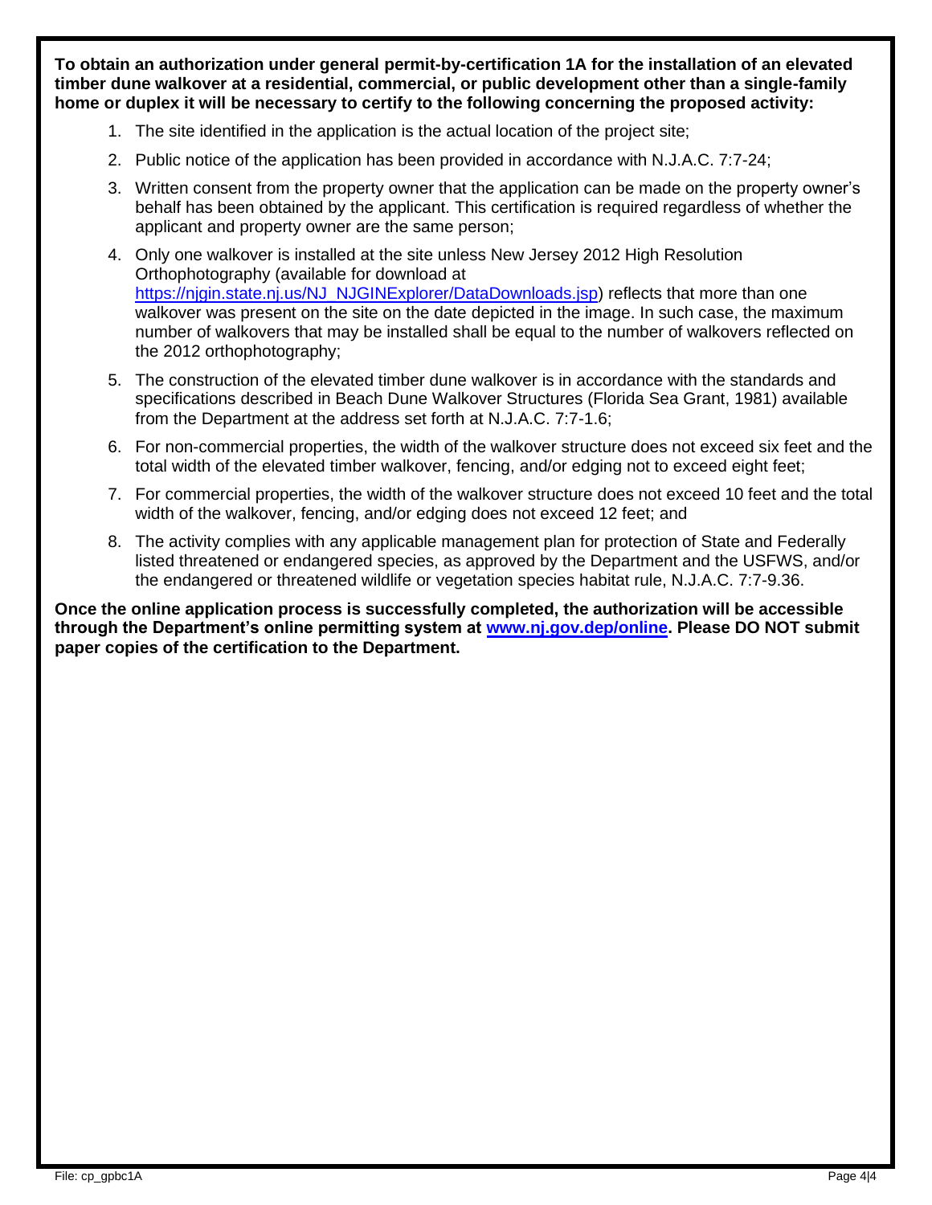**To obtain an authorization under general permit-by-certification 1A for the installation of an elevated timber dune walkover at a residential, commercial, or public development other than a single-family home or duplex it will be necessary to certify to the following concerning the proposed activity:**

1. The site identified in the application is the actual location of the project site;
2. Public notice of the application has been provided in accordance with N.J.A.C. 7:7-24;
3. Written consent from the property owner that the application can be made on the property owner's behalf has been obtained by the applicant. This certification is required regardless of whether the applicant and property owner are the same person;
4. Only one walkover is installed at the site unless New Jersey 2012 High Resolution Orthophotography (available for download at [https://njgin.state.nj.us/NJ_NJGINExplorer/DataDownloads.jsp](https://njgin.state.nj.us/NJ_NJGINExplorer/DataDownloads.jsp)) reflects that more than one walkover was present on the site on the date depicted in the image. In such case, the maximum number of walkovers that may be installed shall be equal to the number of walkovers reflected on the 2012 orthophotography;
5. The construction of the elevated timber dune walkover is in accordance with the standards and specifications described in Beach Dune Walkover Structures (Florida Sea Grant, 1981) available from the Department at the address set forth at N.J.A.C. 7:7-1.6;
6. For non-commercial properties, the width of the walkover structure does not exceed six feet and the total width of the elevated timber walkover, fencing, and/or edging not to exceed eight feet;
7. For commercial properties, the width of the walkover structure does not exceed 10 feet and the total width of the walkover, fencing, and/or edging does not exceed 12 feet; and
8. The activity complies with any applicable management plan for protection of State and Federally listed threatened or endangered species, as approved by the Department and the USFWS, and/or the endangered or threatened wildlife or vegetation species habitat rule, N.J.A.C. 7:7-9.36.

**Once the online application process is successfully completed, the authorization will be accessible through the Department's online permitting system at [www.nj.gov.dep/online](www.nj.gov.dep/online). Please DO NOT submit paper copies of the certification to the Department.**

File: cp_gpbc1A